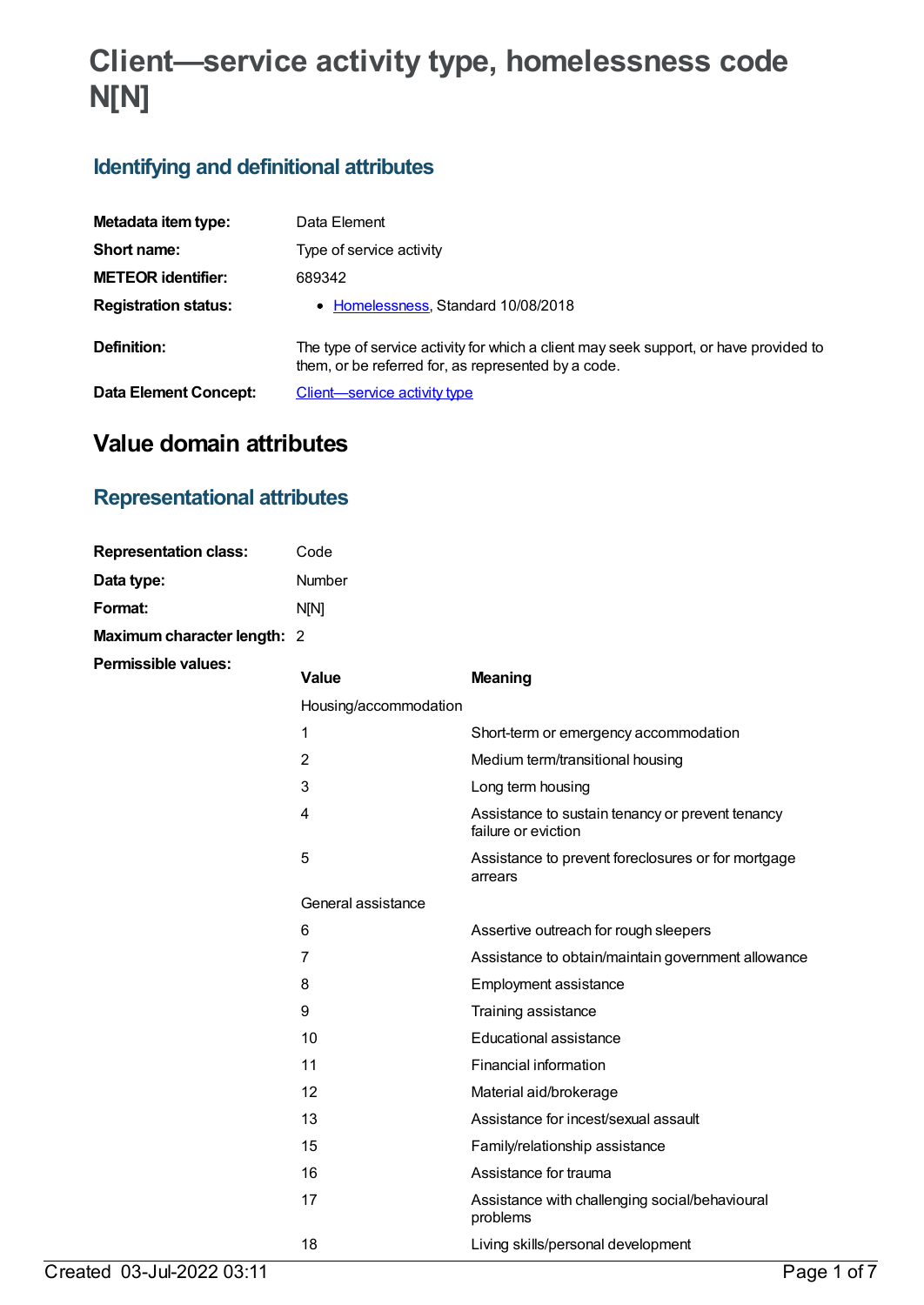# Client—service activity type, homelessness code N[N]

## Identifying and definitional attributes

| | |
|---|---|
| **Metadata item type:** | Data Element |
| **Short name:** | Type of service activity |
| **METEOR identifier:** | 689342 |
| **Registration status:** | • Homelessness, Standard 10/08/2018 |
| **Definition:** | The type of service activity for which a client may seek support, or have provided to them, or be referred for, as represented by a code. |
| **Data Element Concept:** | Client—service activity type |

# Value domain attributes

## Representational attributes

| | |
|---|---|
| **Representation class:** | Code |
| **Data type:** | Number |
| **Format:** | N[N] |
| **Maximum character length:** | 2 |

**Permissible values:**

| Value | Meaning |
|---|---|
| Housing/accommodation | |
| 1 | Short-term or emergency accommodation |
| 2 | Medium term/transitional housing |
| 3 | Long term housing |
| 4 | Assistance to sustain tenancy or prevent tenancy failure or eviction |
| 5 | Assistance to prevent foreclosures or for mortgage arrears |
| General assistance | |
| 6 | Assertive outreach for rough sleepers |
| 7 | Assistance to obtain/maintain government allowance |
| 8 | Employment assistance |
| 9 | Training assistance |
| 10 | Educational assistance |
| 11 | Financial information |
| 12 | Material aid/brokerage |
| 13 | Assistance for incest/sexual assault |
| 15 | Family/relationship assistance |
| 16 | Assistance for trauma |
| 17 | Assistance with challenging social/behavioural problems |
| 18 | Living skills/personal development |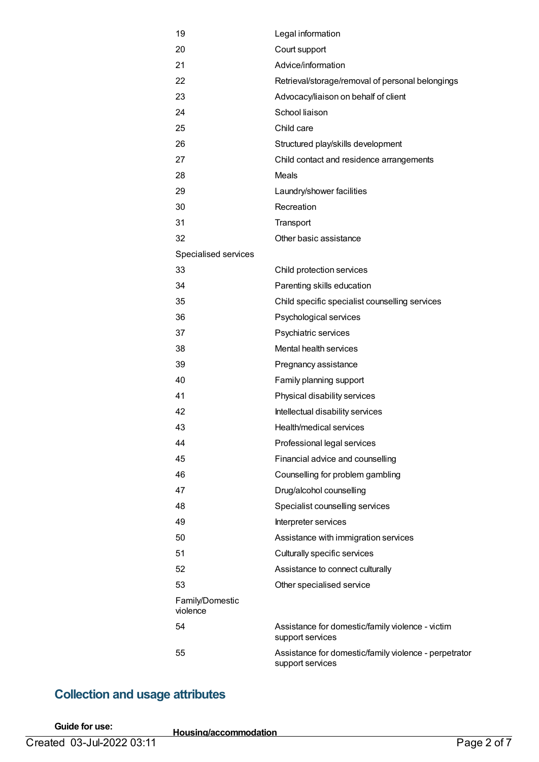| | |
|---|---|
| 19 | Legal information |
| 20 | Court support |
| 21 | Advice/information |
| 22 | Retrieval/storage/removal of personal belongings |
| 23 | Advocacy/liaison on behalf of client |
| 24 | School liaison |
| 25 | Child care |
| 26 | Structured play/skills development |
| 27 | Child contact and residence arrangements |
| 28 | Meals |
| 29 | Laundry/shower facilities |
| 30 | Recreation |
| 31 | Transport |
| 32 | Other basic assistance |
| Specialised services | |
| 33 | Child protection services |
| 34 | Parenting skills education |
| 35 | Child specific specialist counselling services |
| 36 | Psychological services |
| 37 | Psychiatric services |
| 38 | Mental health services |
| 39 | Pregnancy assistance |
| 40 | Family planning support |
| 41 | Physical disability services |
| 42 | Intellectual disability services |
| 43 | Health/medical services |
| 44 | Professional legal services |
| 45 | Financial advice and counselling |
| 46 | Counselling for problem gambling |
| 47 | Drug/alcohol counselling |
| 48 | Specialist counselling services |
| 49 | Interpreter services |
| 50 | Assistance with immigration services |
| 51 | Culturally specific services |
| 52 | Assistance to connect culturally |
| 53 | Other specialised service |
| Family/Domestic violence | |
| 54 | Assistance for domestic/family violence - victim support services |
| 55 | Assistance for domestic/family violence - perpetrator support services |

## Collection and usage attributes

**Guide for use:**

**Housing/accommodation**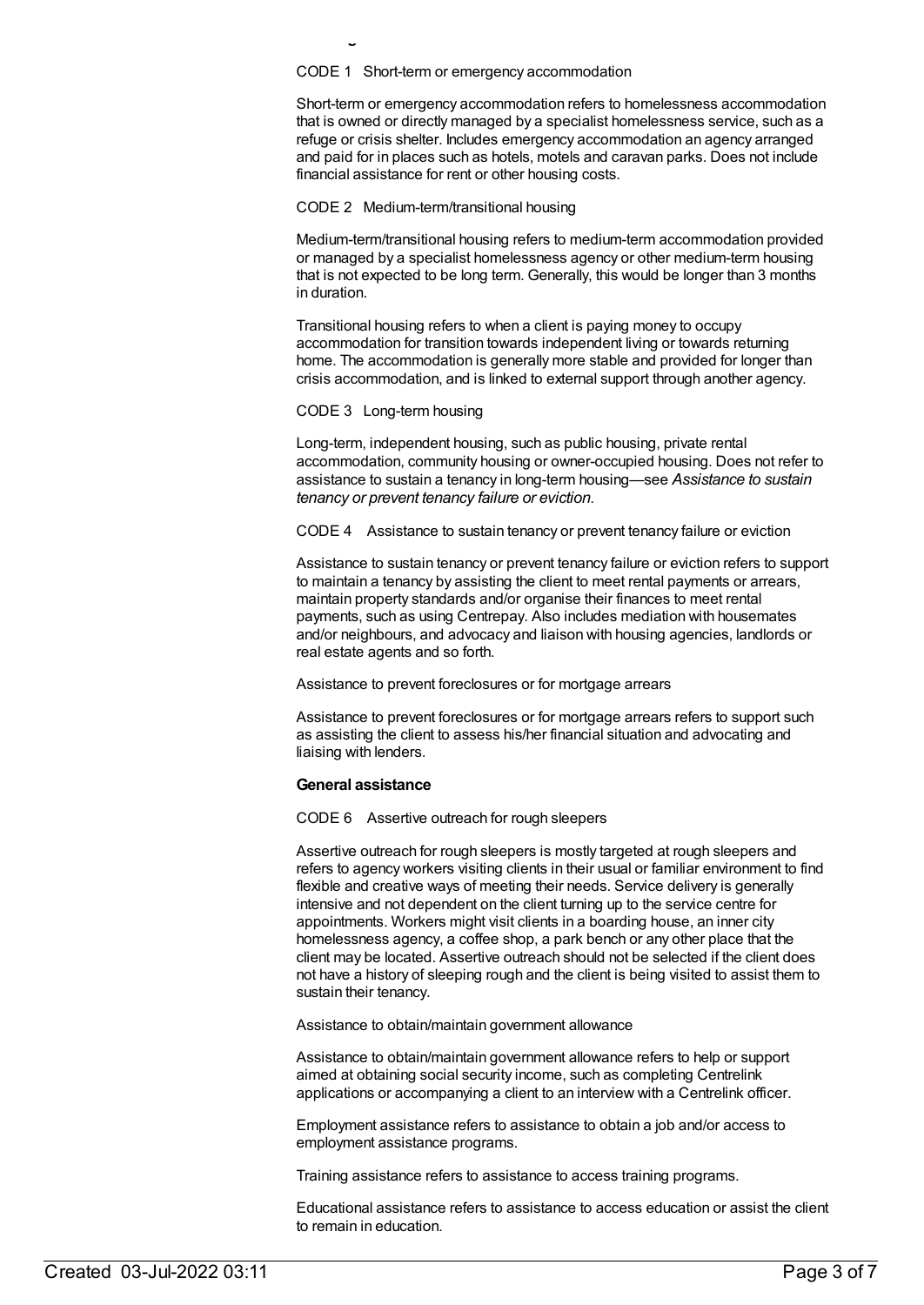CODE 1 Short-term or emergency accommodation

Short-term or emergency accommodation refers to homelessness accommodation that is owned or directly managed by a specialist homelessness service, such as a refuge or crisis shelter. Includes emergency accommodation an agency arranged and paid for in places such as hotels, motels and caravan parks. Does not include financial assistance for rent or other housing costs.

CODE 2 Medium-term/transitional housing

Medium-term/transitional housing refers to medium-term accommodation provided or managed by a specialist homelessness agency or other medium-term housing that is not expected to be long term. Generally, this would be longer than 3 months in duration.

Transitional housing refers to when a client is paying money to occupy accommodation for transition towards independent living or towards returning home. The accommodation is generally more stable and provided for longer than crisis accommodation, and is linked to external support through another agency.

CODE 3 Long-term housing

Long-term, independent housing, such as public housing, private rental accommodation, community housing or owner-occupied housing. Does not refer to assistance to sustain a tenancy in long-term housing—see *Assistance to sustain tenancy or prevent tenancy failure or eviction*.

CODE 4 Assistance to sustain tenancy or prevent tenancy failure or eviction

Assistance to sustain tenancy or prevent tenancy failure or eviction refers to support to maintain a tenancy by assisting the client to meet rental payments or arrears, maintain property standards and/or organise their finances to meet rental payments, such as using Centrepay. Also includes mediation with housemates and/or neighbours, and advocacy and liaison with housing agencies, landlords or real estate agents and so forth.

Assistance to prevent foreclosures or for mortgage arrears

Assistance to prevent foreclosures or for mortgage arrears refers to support such as assisting the client to assess his/her financial situation and advocating and liaising with lenders.

**General assistance**

CODE 6 Assertive outreach for rough sleepers

Assertive outreach for rough sleepers is mostly targeted at rough sleepers and refers to agency workers visiting clients in their usual or familiar environment to find flexible and creative ways of meeting their needs. Service delivery is generally intensive and not dependent on the client turning up to the service centre for appointments. Workers might visit clients in a boarding house, an inner city homelessness agency, a coffee shop, a park bench or any other place that the client may be located. Assertive outreach should not be selected if the client does not have a history of sleeping rough and the client is being visited to assist them to sustain their tenancy.

Assistance to obtain/maintain government allowance

Assistance to obtain/maintain government allowance refers to help or support aimed at obtaining social security income, such as completing Centrelink applications or accompanying a client to an interview with a Centrelink officer.

Employment assistance refers to assistance to obtain a job and/or access to employment assistance programs.

Training assistance refers to assistance to access training programs.

Educational assistance refers to assistance to access education or assist the client to remain in education.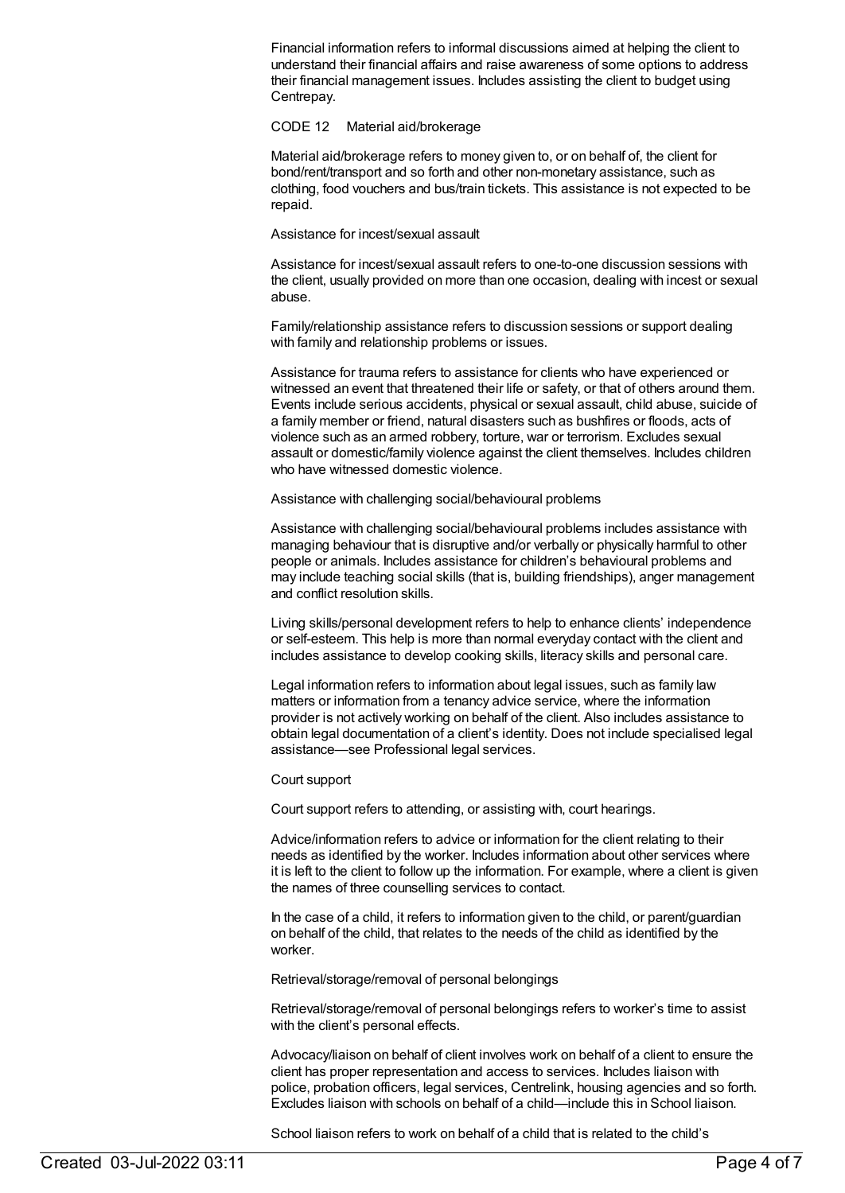Financial information refers to informal discussions aimed at helping the client to understand their financial affairs and raise awareness of some options to address their financial management issues. Includes assisting the client to budget using Centrepay.

CODE 12 Material aid/brokerage

Material aid/brokerage refers to money given to, or on behalf of, the client for bond/rent/transport and so forth and other non-monetary assistance, such as clothing, food vouchers and bus/train tickets. This assistance is not expected to be repaid.

Assistance for incest/sexual assault

Assistance for incest/sexual assault refers to one-to-one discussion sessions with the client, usually provided on more than one occasion, dealing with incest or sexual abuse.

Family/relationship assistance refers to discussion sessions or support dealing with family and relationship problems or issues.

Assistance for trauma refers to assistance for clients who have experienced or witnessed an event that threatened their life or safety, or that of others around them. Events include serious accidents, physical or sexual assault, child abuse, suicide of a family member or friend, natural disasters such as bushfires or floods, acts of violence such as an armed robbery, torture, war or terrorism. Excludes sexual assault or domestic/family violence against the client themselves. Includes children who have witnessed domestic violence.

Assistance with challenging social/behavioural problems

Assistance with challenging social/behavioural problems includes assistance with managing behaviour that is disruptive and/or verbally or physically harmful to other people or animals. Includes assistance for children's behavioural problems and may include teaching social skills (that is, building friendships), anger management and conflict resolution skills.

Living skills/personal development refers to help to enhance clients' independence or self-esteem. This help is more than normal everyday contact with the client and includes assistance to develop cooking skills, literacy skills and personal care.

Legal information refers to information about legal issues, such as family law matters or information from a tenancy advice service, where the information provider is not actively working on behalf of the client. Also includes assistance to obtain legal documentation of a client's identity. Does not include specialised legal assistance—see Professional legal services.

Court support

Court support refers to attending, or assisting with, court hearings.

Advice/information refers to advice or information for the client relating to their needs as identified by the worker. Includes information about other services where it is left to the client to follow up the information. For example, where a client is given the names of three counselling services to contact.

In the case of a child, it refers to information given to the child, or parent/guardian on behalf of the child, that relates to the needs of the child as identified by the worker.

Retrieval/storage/removal of personal belongings

Retrieval/storage/removal of personal belongings refers to worker's time to assist with the client's personal effects.

Advocacy/liaison on behalf of client involves work on behalf of a client to ensure the client has proper representation and access to services. Includes liaison with police, probation officers, legal services, Centrelink, housing agencies and so forth. Excludes liaison with schools on behalf of a child—include this in School liaison.

School liaison refers to work on behalf of a child that is related to the child's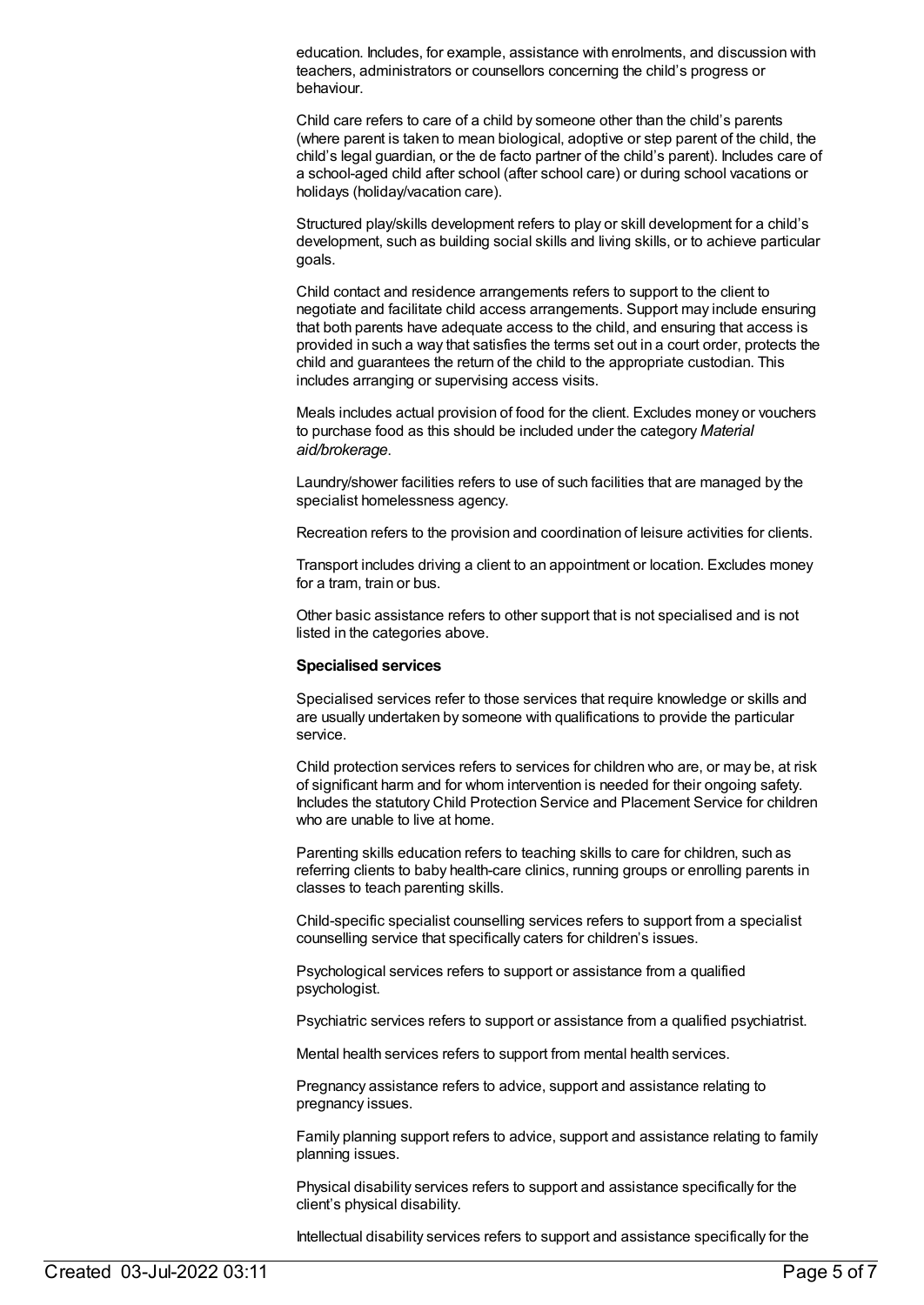education. Includes, for example, assistance with enrolments, and discussion with teachers, administrators or counsellors concerning the child's progress or behaviour.

Child care refers to care of a child by someone other than the child's parents (where parent is taken to mean biological, adoptive or step parent of the child, the child's legal guardian, or the de facto partner of the child's parent). Includes care of a school-aged child after school (after school care) or during school vacations or holidays (holiday/vacation care).

Structured play/skills development refers to play or skill development for a child's development, such as building social skills and living skills, or to achieve particular goals.

Child contact and residence arrangements refers to support to the client to negotiate and facilitate child access arrangements. Support may include ensuring that both parents have adequate access to the child, and ensuring that access is provided in such a way that satisfies the terms set out in a court order, protects the child and guarantees the return of the child to the appropriate custodian. This includes arranging or supervising access visits.

Meals includes actual provision of food for the client. Excludes money or vouchers to purchase food as this should be included under the category *Material aid/brokerage*.

Laundry/shower facilities refers to use of such facilities that are managed by the specialist homelessness agency.

Recreation refers to the provision and coordination of leisure activities for clients.

Transport includes driving a client to an appointment or location. Excludes money for a tram, train or bus.

Other basic assistance refers to other support that is not specialised and is not listed in the categories above.

**Specialised services**

Specialised services refer to those services that require knowledge or skills and are usually undertaken by someone with qualifications to provide the particular service.

Child protection services refers to services for children who are, or may be, at risk of significant harm and for whom intervention is needed for their ongoing safety. Includes the statutory Child Protection Service and Placement Service for children who are unable to live at home.

Parenting skills education refers to teaching skills to care for children, such as referring clients to baby health-care clinics, running groups or enrolling parents in classes to teach parenting skills.

Child-specific specialist counselling services refers to support from a specialist counselling service that specifically caters for children's issues.

Psychological services refers to support or assistance from a qualified psychologist.

Psychiatric services refers to support or assistance from a qualified psychiatrist.

Mental health services refers to support from mental health services.

Pregnancy assistance refers to advice, support and assistance relating to pregnancy issues.

Family planning support refers to advice, support and assistance relating to family planning issues.

Physical disability services refers to support and assistance specifically for the client's physical disability.

Intellectual disability services refers to support and assistance specifically for the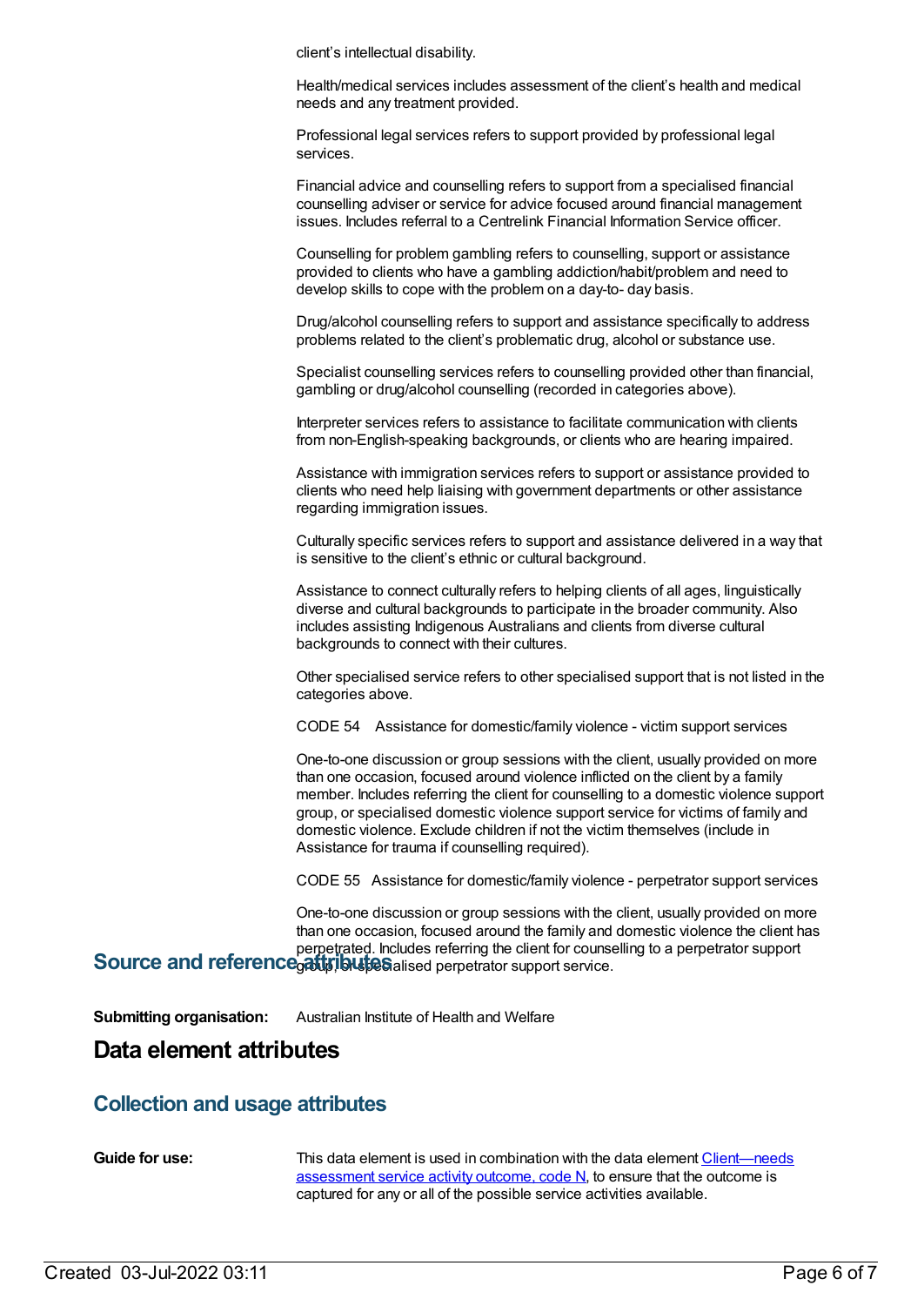client's intellectual disability.

Health/medical services includes assessment of the client's health and medical needs and any treatment provided.

Professional legal services refers to support provided by professional legal services.

Financial advice and counselling refers to support from a specialised financial counselling adviser or service for advice focused around financial management issues. Includes referral to a Centrelink Financial Information Service officer.

Counselling for problem gambling refers to counselling, support or assistance provided to clients who have a gambling addiction/habit/problem and need to develop skills to cope with the problem on a day-to- day basis.

Drug/alcohol counselling refers to support and assistance specifically to address problems related to the client's problematic drug, alcohol or substance use.

Specialist counselling services refers to counselling provided other than financial, gambling or drug/alcohol counselling (recorded in categories above).

Interpreter services refers to assistance to facilitate communication with clients from non-English-speaking backgrounds, or clients who are hearing impaired.

Assistance with immigration services refers to support or assistance provided to clients who need help liaising with government departments or other assistance regarding immigration issues.

Culturally specific services refers to support and assistance delivered in a way that is sensitive to the client's ethnic or cultural background.

Assistance to connect culturally refers to helping clients of all ages, linguistically diverse and cultural backgrounds to participate in the broader community. Also includes assisting Indigenous Australians and clients from diverse cultural backgrounds to connect with their cultures.

Other specialised service refers to other specialised support that is not listed in the categories above.

CODE 54 Assistance for domestic/family violence - victim support services

One-to-one discussion or group sessions with the client, usually provided on more than one occasion, focused around violence inflicted on the client by a family member. Includes referring the client for counselling to a domestic violence support group, or specialised domestic violence support service for victims of family and domestic violence. Exclude children if not the victim themselves (include in Assistance for trauma if counselling required).

CODE 55 Assistance for domestic/family violence - perpetrator support services

One-to-one discussion or group sessions with the client, usually provided on more than one occasion, focused around the family and domestic violence the client has perpetrated. Includes referring the client for counselling to a perpetrator support group, or specialised perpetrator support service.

## Source and reference attributes

**Submitting organisation:** Australian Institute of Health and Welfare

# Data element attributes

## Collection and usage attributes

**Guide for use:** This data element is used in combination with the data element Client—needs assessment service activity outcome, code N, to ensure that the outcome is captured for any or all of the possible service activities available.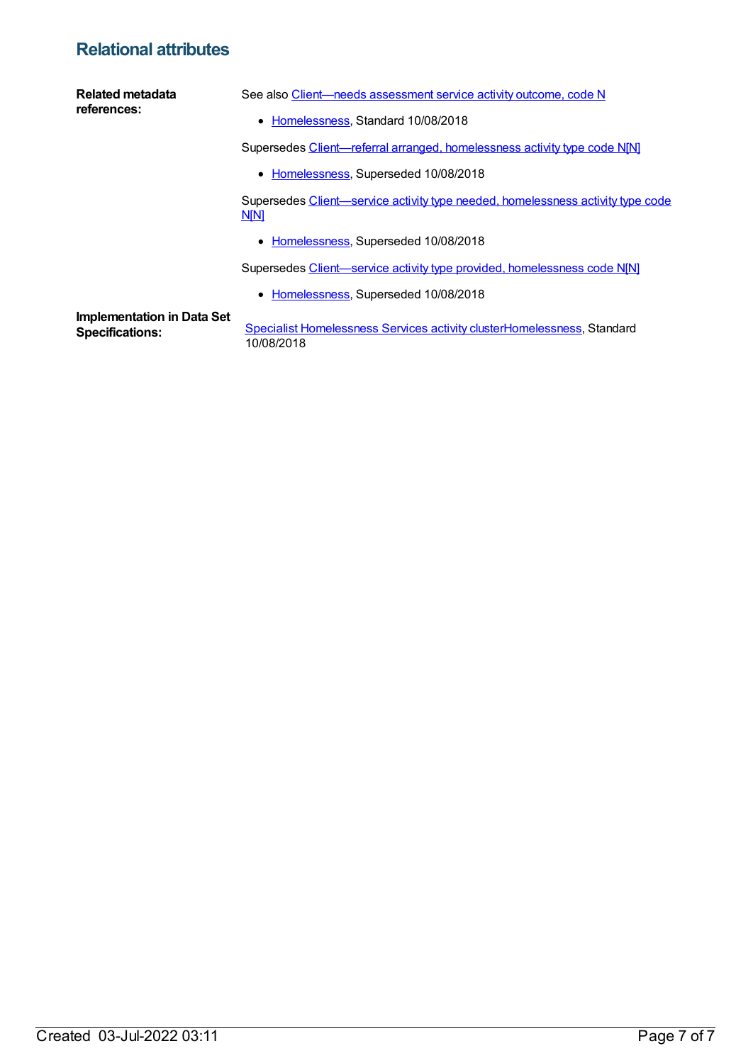## Relational attributes

**Related metadata references:**

See also Client—needs assessment service activity outcome, code N

- Homelessness, Standard 10/08/2018

Supersedes Client—referral arranged, homelessness activity type code N[N]

- Homelessness, Superseded 10/08/2018

Supersedes Client—service activity type needed, homelessness activity type code N[N]

- Homelessness, Superseded 10/08/2018

Supersedes Client—service activity type provided, homelessness code N[N]

- Homelessness, Superseded 10/08/2018

**Implementation in Data Set Specifications:**

Specialist Homelessness Services activity clusterHomelessness, Standard 10/08/2018